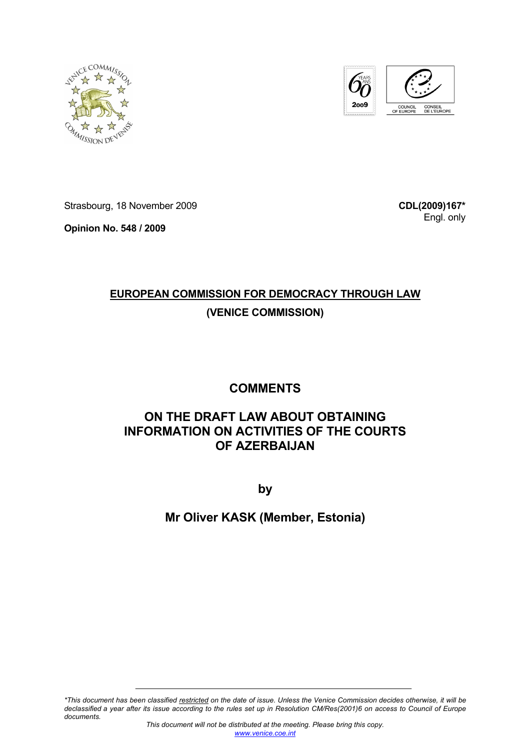Strasbourg, 18 November 2009

**CDL(2009)167***
Engl. only

**Opinion No. 548 / 2009**

**<u>EUROPEAN COMMISSION FOR DEMOCRACY THROUGH LAW</u>**

**(VENICE COMMISSION)**

# COMMENTS

# ON THE DRAFT LAW ABOUT OBTAINING INFORMATION ON ACTIVITIES OF THE COURTS OF AZERBAIJAN

**by**

**Mr Oliver KASK (Member, Estonia)**

---

*\*This document has been classified <u>restricted</u> on the date of issue. Unless the Venice Commission decides otherwise, it will be declassified a year after its issue according to the rules set up in Resolution CM/Res(2001)6 on access to Council of Europe documents.*

*This document will not be distributed at the meeting. Please bring this copy.*

www.venice.coe.int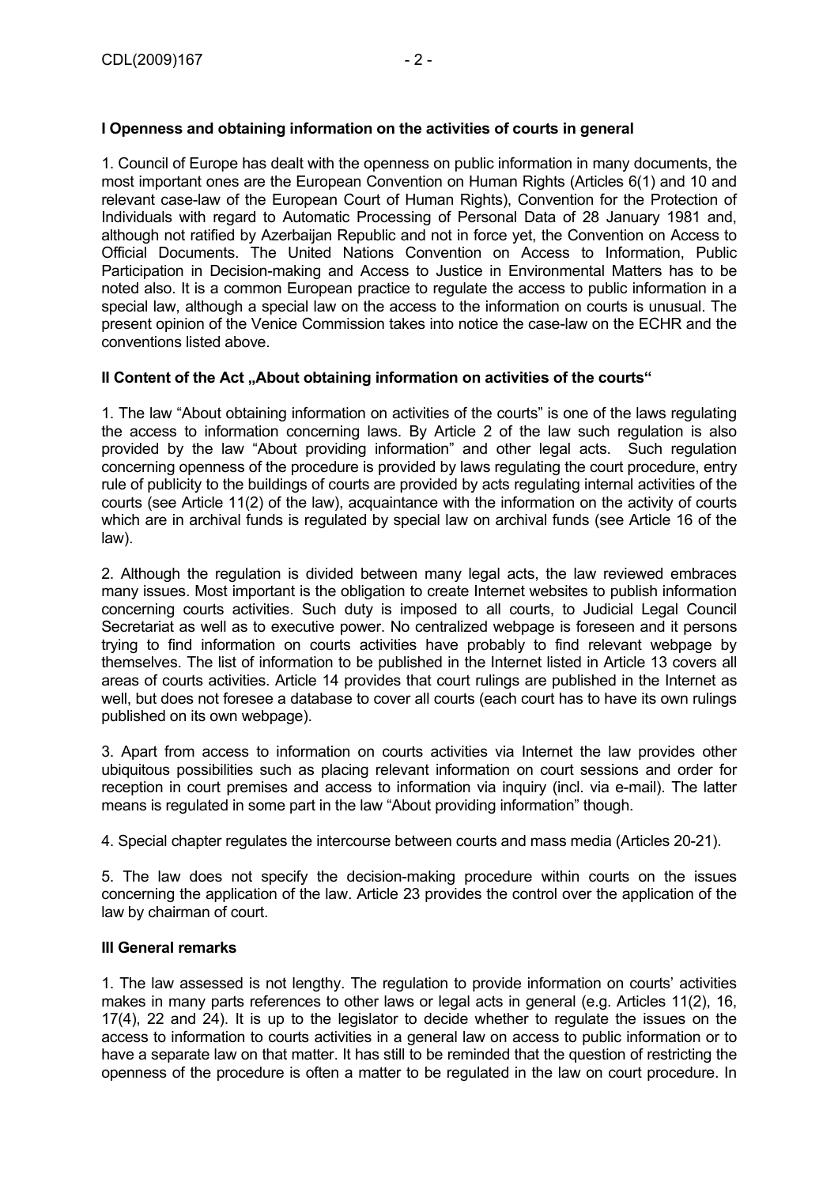## I Openness and obtaining information on the activities of courts in general

1. Council of Europe has dealt with the openness on public information in many documents, the most important ones are the European Convention on Human Rights (Articles 6(1) and 10 and relevant case-law of the European Court of Human Rights), Convention for the Protection of Individuals with regard to Automatic Processing of Personal Data of 28 January 1981 and, although not ratified by Azerbaijan Republic and not in force yet, the Convention on Access to Official Documents. The United Nations Convention on Access to Information, Public Participation in Decision-making and Access to Justice in Environmental Matters has to be noted also. It is a common European practice to regulate the access to public information in a special law, although a special law on the access to the information on courts is unusual. The present opinion of the Venice Commission takes into notice the case-law on the ECHR and the conventions listed above.

## II Content of the Act „About obtaining information on activities of the courts“

1. The law "About obtaining information on activities of the courts" is one of the laws regulating the access to information concerning laws. By Article 2 of the law such regulation is also provided by the law "About providing information" and other legal acts. Such regulation concerning openness of the procedure is provided by laws regulating the court procedure, entry rule of publicity to the buildings of courts are provided by acts regulating internal activities of the courts (see Article 11(2) of the law), acquaintance with the information on the activity of courts which are in archival funds is regulated by special law on archival funds (see Article 16 of the law).

2. Although the regulation is divided between many legal acts, the law reviewed embraces many issues. Most important is the obligation to create Internet websites to publish information concerning courts activities. Such duty is imposed to all courts, to Judicial Legal Council Secretariat as well as to executive power. No centralized webpage is foreseen and it persons trying to find information on courts activities have probably to find relevant webpage by themselves. The list of information to be published in the Internet listed in Article 13 covers all areas of courts activities. Article 14 provides that court rulings are published in the Internet as well, but does not foresee a database to cover all courts (each court has to have its own rulings published on its own webpage).

3. Apart from access to information on courts activities via Internet the law provides other ubiquitous possibilities such as placing relevant information on court sessions and order for reception in court premises and access to information via inquiry (incl. via e-mail). The latter means is regulated in some part in the law "About providing information" though.

4. Special chapter regulates the intercourse between courts and mass media (Articles 20-21).

5. The law does not specify the decision-making procedure within courts on the issues concerning the application of the law. Article 23 provides the control over the application of the law by chairman of court.

## III General remarks

1. The law assessed is not lengthy. The regulation to provide information on courts' activities makes in many parts references to other laws or legal acts in general (e.g. Articles 11(2), 16, 17(4), 22 and 24). It is up to the legislator to decide whether to regulate the issues on the access to information to courts activities in a general law on access to public information or to have a separate law on that matter. It has still to be reminded that the question of restricting the openness of the procedure is often a matter to be regulated in the law on court procedure. In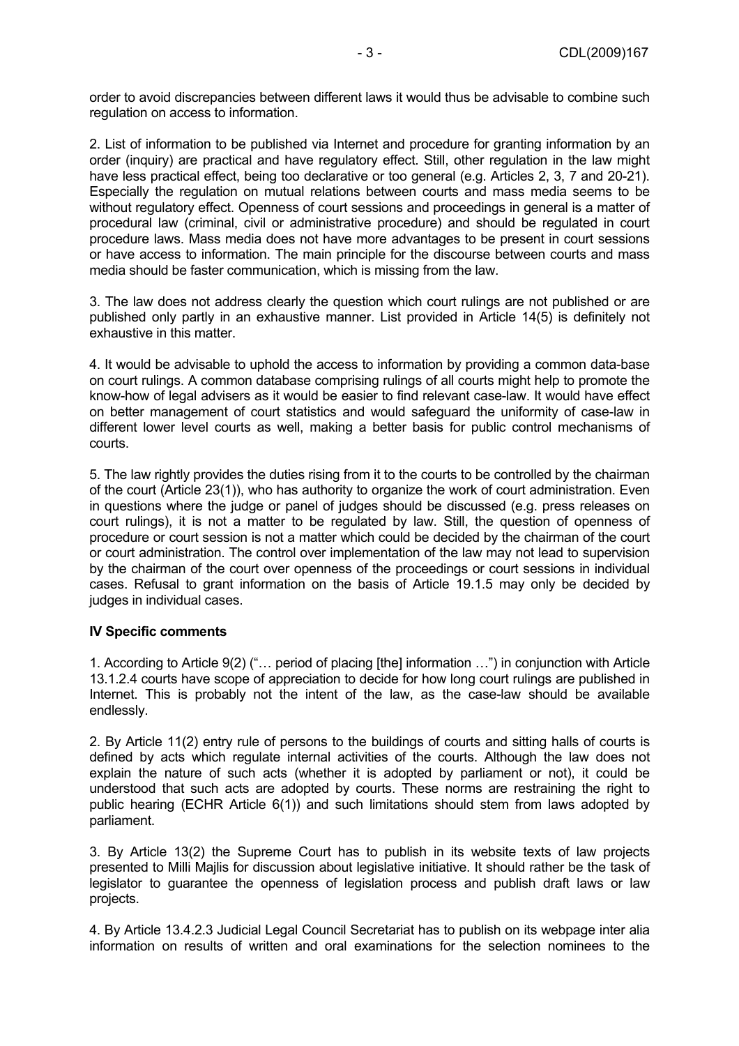order to avoid discrepancies between different laws it would thus be advisable to combine such regulation on access to information.

2. List of information to be published via Internet and procedure for granting information by an order (inquiry) are practical and have regulatory effect. Still, other regulation in the law might have less practical effect, being too declarative or too general (e.g. Articles 2, 3, 7 and 20-21). Especially the regulation on mutual relations between courts and mass media seems to be without regulatory effect. Openness of court sessions and proceedings in general is a matter of procedural law (criminal, civil or administrative procedure) and should be regulated in court procedure laws. Mass media does not have more advantages to be present in court sessions or have access to information. The main principle for the discourse between courts and mass media should be faster communication, which is missing from the law.

3. The law does not address clearly the question which court rulings are not published or are published only partly in an exhaustive manner. List provided in Article 14(5) is definitely not exhaustive in this matter.

4. It would be advisable to uphold the access to information by providing a common data-base on court rulings. A common database comprising rulings of all courts might help to promote the know-how of legal advisers as it would be easier to find relevant case-law. It would have effect on better management of court statistics and would safeguard the uniformity of case-law in different lower level courts as well, making a better basis for public control mechanisms of courts.

5. The law rightly provides the duties rising from it to the courts to be controlled by the chairman of the court (Article 23(1)), who has authority to organize the work of court administration. Even in questions where the judge or panel of judges should be discussed (e.g. press releases on court rulings), it is not a matter to be regulated by law. Still, the question of openness of procedure or court session is not a matter which could be decided by the chairman of the court or court administration. The control over implementation of the law may not lead to supervision by the chairman of the court over openness of the proceedings or court sessions in individual cases. Refusal to grant information on the basis of Article 19.1.5 may only be decided by judges in individual cases.

## IV Specific comments

1. According to Article 9(2) ("… period of placing [the] information …") in conjunction with Article 13.1.2.4 courts have scope of appreciation to decide for how long court rulings are published in Internet. This is probably not the intent of the law, as the case-law should be available endlessly.

2. By Article 11(2) entry rule of persons to the buildings of courts and sitting halls of courts is defined by acts which regulate internal activities of the courts. Although the law does not explain the nature of such acts (whether it is adopted by parliament or not), it could be understood that such acts are adopted by courts. These norms are restraining the right to public hearing (ECHR Article 6(1)) and such limitations should stem from laws adopted by parliament.

3. By Article 13(2) the Supreme Court has to publish in its website texts of law projects presented to Milli Majlis for discussion about legislative initiative. It should rather be the task of legislator to guarantee the openness of legislation process and publish draft laws or law projects.

4. By Article 13.4.2.3 Judicial Legal Council Secretariat has to publish on its webpage inter alia information on results of written and oral examinations for the selection nominees to the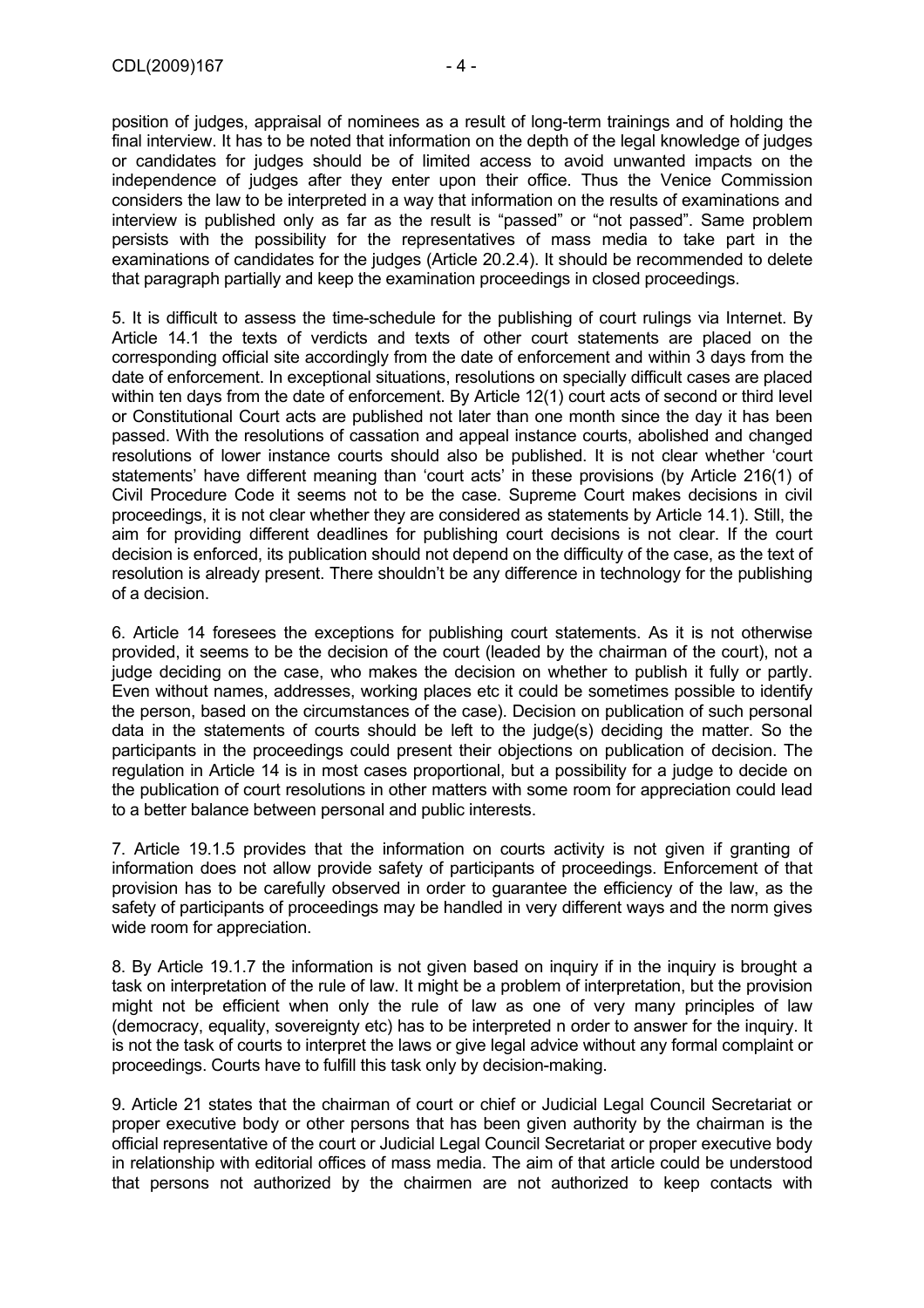position of judges, appraisal of nominees as a result of long-term trainings and of holding the final interview. It has to be noted that information on the depth of the legal knowledge of judges or candidates for judges should be of limited access to avoid unwanted impacts on the independence of judges after they enter upon their office. Thus the Venice Commission considers the law to be interpreted in a way that information on the results of examinations and interview is published only as far as the result is "passed" or "not passed". Same problem persists with the possibility for the representatives of mass media to take part in the examinations of candidates for the judges (Article 20.2.4). It should be recommended to delete that paragraph partially and keep the examination proceedings in closed proceedings.

5. It is difficult to assess the time-schedule for the publishing of court rulings via Internet. By Article 14.1 the texts of verdicts and texts of other court statements are placed on the corresponding official site accordingly from the date of enforcement and within 3 days from the date of enforcement. In exceptional situations, resolutions on specially difficult cases are placed within ten days from the date of enforcement. By Article 12(1) court acts of second or third level or Constitutional Court acts are published not later than one month since the day it has been passed. With the resolutions of cassation and appeal instance courts, abolished and changed resolutions of lower instance courts should also be published. It is not clear whether 'court statements' have different meaning than 'court acts' in these provisions (by Article 216(1) of Civil Procedure Code it seems not to be the case. Supreme Court makes decisions in civil proceedings, it is not clear whether they are considered as statements by Article 14.1). Still, the aim for providing different deadlines for publishing court decisions is not clear. If the court decision is enforced, its publication should not depend on the difficulty of the case, as the text of resolution is already present. There shouldn't be any difference in technology for the publishing of a decision.

6. Article 14 foresees the exceptions for publishing court statements. As it is not otherwise provided, it seems to be the decision of the court (leaded by the chairman of the court), not a judge deciding on the case, who makes the decision on whether to publish it fully or partly. Even without names, addresses, working places etc it could be sometimes possible to identify the person, based on the circumstances of the case). Decision on publication of such personal data in the statements of courts should be left to the judge(s) deciding the matter. So the participants in the proceedings could present their objections on publication of decision. The regulation in Article 14 is in most cases proportional, but a possibility for a judge to decide on the publication of court resolutions in other matters with some room for appreciation could lead to a better balance between personal and public interests.

7. Article 19.1.5 provides that the information on courts activity is not given if granting of information does not allow provide safety of participants of proceedings. Enforcement of that provision has to be carefully observed in order to guarantee the efficiency of the law, as the safety of participants of proceedings may be handled in very different ways and the norm gives wide room for appreciation.

8. By Article 19.1.7 the information is not given based on inquiry if in the inquiry is brought a task on interpretation of the rule of law. It might be a problem of interpretation, but the provision might not be efficient when only the rule of law as one of very many principles of law (democracy, equality, sovereignty etc) has to be interpreted n order to answer for the inquiry. It is not the task of courts to interpret the laws or give legal advice without any formal complaint or proceedings. Courts have to fulfill this task only by decision-making.

9. Article 21 states that the chairman of court or chief or Judicial Legal Council Secretariat or proper executive body or other persons that has been given authority by the chairman is the official representative of the court or Judicial Legal Council Secretariat or proper executive body in relationship with editorial offices of mass media. The aim of that article could be understood that persons not authorized by the chairmen are not authorized to keep contacts with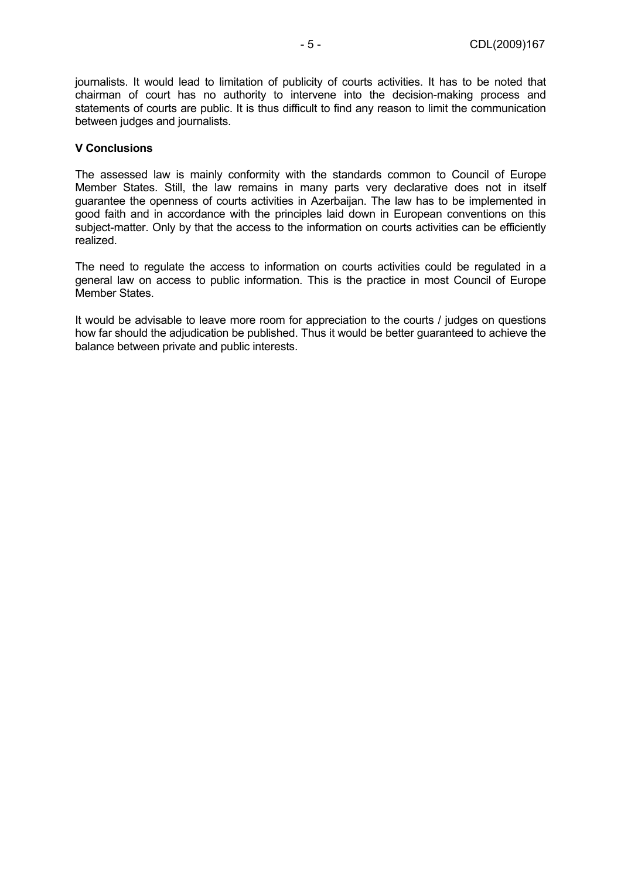journalists. It would lead to limitation of publicity of courts activities. It has to be noted that chairman of court has no authority to intervene into the decision-making process and statements of courts are public. It is thus difficult to find any reason to limit the communication between judges and journalists.

## V Conclusions

The assessed law is mainly conformity with the standards common to Council of Europe Member States. Still, the law remains in many parts very declarative does not in itself guarantee the openness of courts activities in Azerbaijan. The law has to be implemented in good faith and in accordance with the principles laid down in European conventions on this subject-matter. Only by that the access to the information on courts activities can be efficiently realized.

The need to regulate the access to information on courts activities could be regulated in a general law on access to public information. This is the practice in most Council of Europe Member States.

It would be advisable to leave more room for appreciation to the courts / judges on questions how far should the adjudication be published. Thus it would be better guaranteed to achieve the balance between private and public interests.